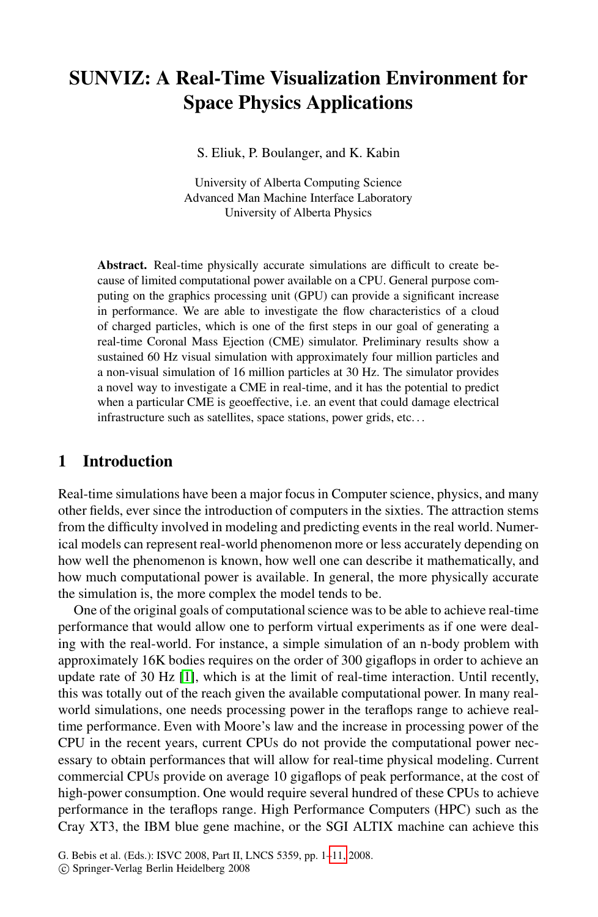# SUNVIZ: A Real-Time Visualization Environment for Space Physics Applications

S. Eliuk, P. Boulanger, and K. Kabin

University of Alberta Computing Science
Advanced Man Machine Interface Laboratory
University of Alberta Physics

**Abstract.** Real-time physically accurate simulations are difficult to create because of limited computational power available on a CPU. General purpose computing on the graphics processing unit (GPU) can provide a significant increase in performance. We are able to investigate the flow characteristics of a cloud of charged particles, which is one of the first steps in our goal of generating a real-time Coronal Mass Ejection (CME) simulator. Preliminary results show a sustained 60 Hz visual simulation with approximately four million particles and a non-visual simulation of 16 million particles at 30 Hz. The simulator provides a novel way to investigate a CME in real-time, and it has the potential to predict when a particular CME is geoeffective, i.e. an event that could damage electrical infrastructure such as satellites, space stations, power grids, etc. . .

## 1 Introduction

Real-time simulations have been a major focus in Computer science, physics, and many other fields, ever since the introduction of computers in the sixties. The attraction stems from the difficulty involved in modeling and predicting events in the real world. Numerical models can represent real-world phenomenon more or less accurately depending on how well the phenomenon is known, how well one can describe it mathematically, and how much computational power is available. In general, the more physically accurate the simulation is, the more complex the model tends to be.

One of the original goals of computational science was to be able to achieve real-time performance that would allow one to perform virtual experiments as if one were dealing with the real-world. For instance, a simple simulation of an n-body problem with approximately 16K bodies requires on the order of 300 gigaflops in order to achieve an update rate of 30 Hz [1], which is at the limit of real-time interaction. Until recently, this was totally out of the reach given the available computational power. In many real-world simulations, one needs processing power in the teraflops range to achieve real-time performance. Even with Moore's law and the increase in processing power of the CPU in the recent years, current CPUs do not provide the computational power necessary to obtain performances that will allow for real-time physical modeling. Current commercial CPUs provide on average 10 gigaflops of peak performance, at the cost of high-power consumption. One would require several hundred of these CPUs to achieve performance in the teraflops range. High Performance Computers (HPC) such as the Cray XT3, the IBM blue gene machine, or the SGI ALTIX machine can achieve this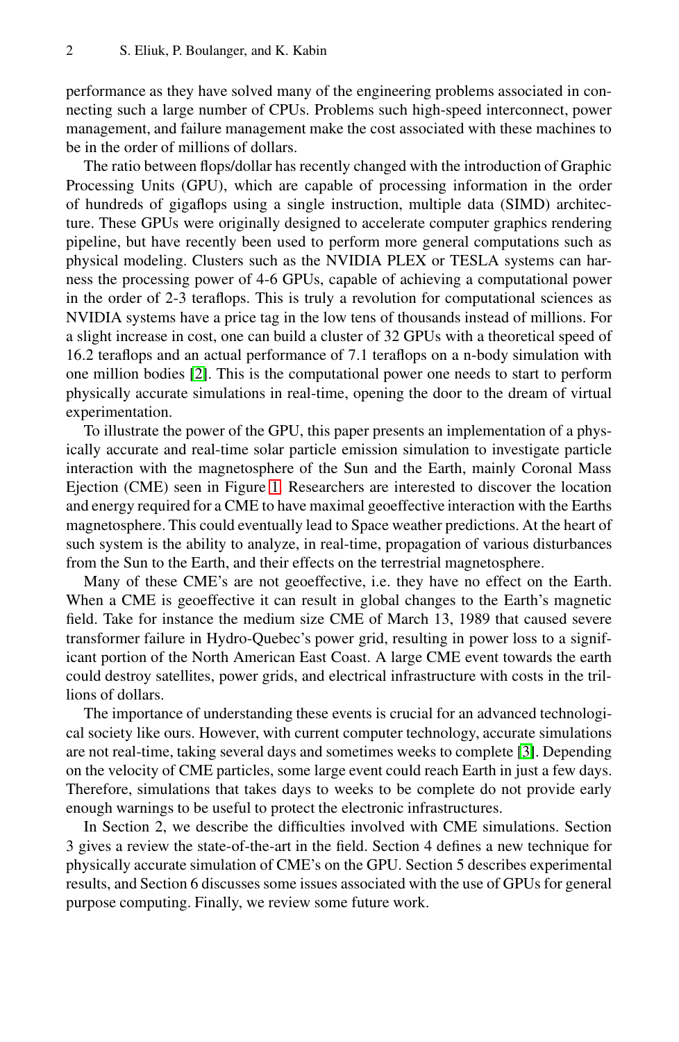performance as they have solved many of the engineering problems associated in connecting such a large number of CPUs. Problems such high-speed interconnect, power management, and failure management make the cost associated with these machines to be in the order of millions of dollars.

The ratio between flops/dollar has recently changed with the introduction of Graphic Processing Units (GPU), which are capable of processing information in the order of hundreds of gigaflops using a single instruction, multiple data (SIMD) architecture. These GPUs were originally designed to accelerate computer graphics rendering pipeline, but have recently been used to perform more general computations such as physical modeling. Clusters such as the NVIDIA PLEX or TESLA systems can harness the processing power of 4-6 GPUs, capable of achieving a computational power in the order of 2-3 teraflops. This is truly a revolution for computational sciences as NVIDIA systems have a price tag in the low tens of thousands instead of millions. For a slight increase in cost, one can build a cluster of 32 GPUs with a theoretical speed of 16.2 teraflops and an actual performance of 7.1 teraflops on a n-body simulation with one million bodies [2]. This is the computational power one needs to start to perform physically accurate simulations in real-time, opening the door to the dream of virtual experimentation.

To illustrate the power of the GPU, this paper presents an implementation of a physically accurate and real-time solar particle emission simulation to investigate particle interaction with the magnetosphere of the Sun and the Earth, mainly Coronal Mass Ejection (CME) seen in Figure 1. Researchers are interested to discover the location and energy required for a CME to have maximal geoeffective interaction with the Earths magnetosphere. This could eventually lead to Space weather predictions. At the heart of such system is the ability to analyze, in real-time, propagation of various disturbances from the Sun to the Earth, and their effects on the terrestrial magnetosphere.

Many of these CME's are not geoeffective, i.e. they have no effect on the Earth. When a CME is geoeffective it can result in global changes to the Earth's magnetic field. Take for instance the medium size CME of March 13, 1989 that caused severe transformer failure in Hydro-Quebec's power grid, resulting in power loss to a significant portion of the North American East Coast. A large CME event towards the earth could destroy satellites, power grids, and electrical infrastructure with costs in the trillions of dollars.

The importance of understanding these events is crucial for an advanced technological society like ours. However, with current computer technology, accurate simulations are not real-time, taking several days and sometimes weeks to complete [3]. Depending on the velocity of CME particles, some large event could reach Earth in just a few days. Therefore, simulations that takes days to weeks to be complete do not provide early enough warnings to be useful to protect the electronic infrastructures.

In Section 2, we describe the difficulties involved with CME simulations. Section 3 gives a review the state-of-the-art in the field. Section 4 defines a new technique for physically accurate simulation of CME's on the GPU. Section 5 describes experimental results, and Section 6 discusses some issues associated with the use of GPUs for general purpose computing. Finally, we review some future work.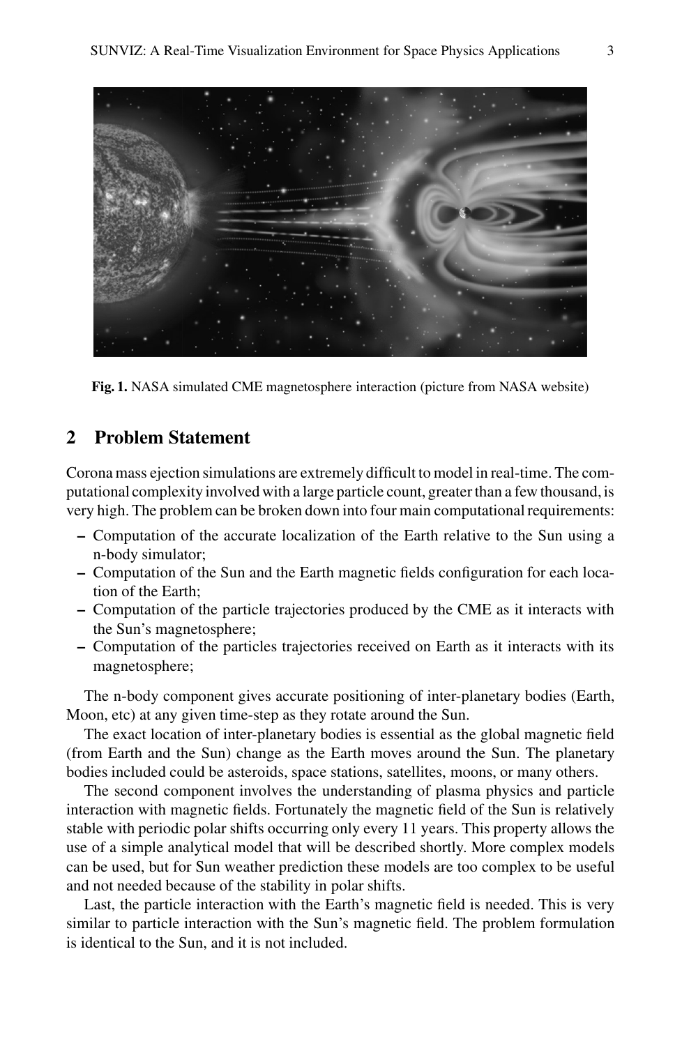Fig. 1. NASA simulated CME magnetosphere interaction (picture from NASA website)

## 2 Problem Statement

Corona mass ejection simulations are extremely difficult to model in real-time. The computational complexity involved with a large particle count, greater than a few thousand, is very high. The problem can be broken down into four main computational requirements:

- Computation of the accurate localization of the Earth relative to the Sun using a n-body simulator;
- Computation of the Sun and the Earth magnetic fields configuration for each location of the Earth;
- Computation of the particle trajectories produced by the CME as it interacts with the Sun's magnetosphere;
- Computation of the particles trajectories received on Earth as it interacts with its magnetosphere;

The n-body component gives accurate positioning of inter-planetary bodies (Earth, Moon, etc) at any given time-step as they rotate around the Sun.

The exact location of inter-planetary bodies is essential as the global magnetic field (from Earth and the Sun) change as the Earth moves around the Sun. The planetary bodies included could be asteroids, space stations, satellites, moons, or many others.

The second component involves the understanding of plasma physics and particle interaction with magnetic fields. Fortunately the magnetic field of the Sun is relatively stable with periodic polar shifts occurring only every 11 years. This property allows the use of a simple analytical model that will be described shortly. More complex models can be used, but for Sun weather prediction these models are too complex to be useful and not needed because of the stability in polar shifts.

Last, the particle interaction with the Earth's magnetic field is needed. This is very similar to particle interaction with the Sun's magnetic field. The problem formulation is identical to the Sun, and it is not included.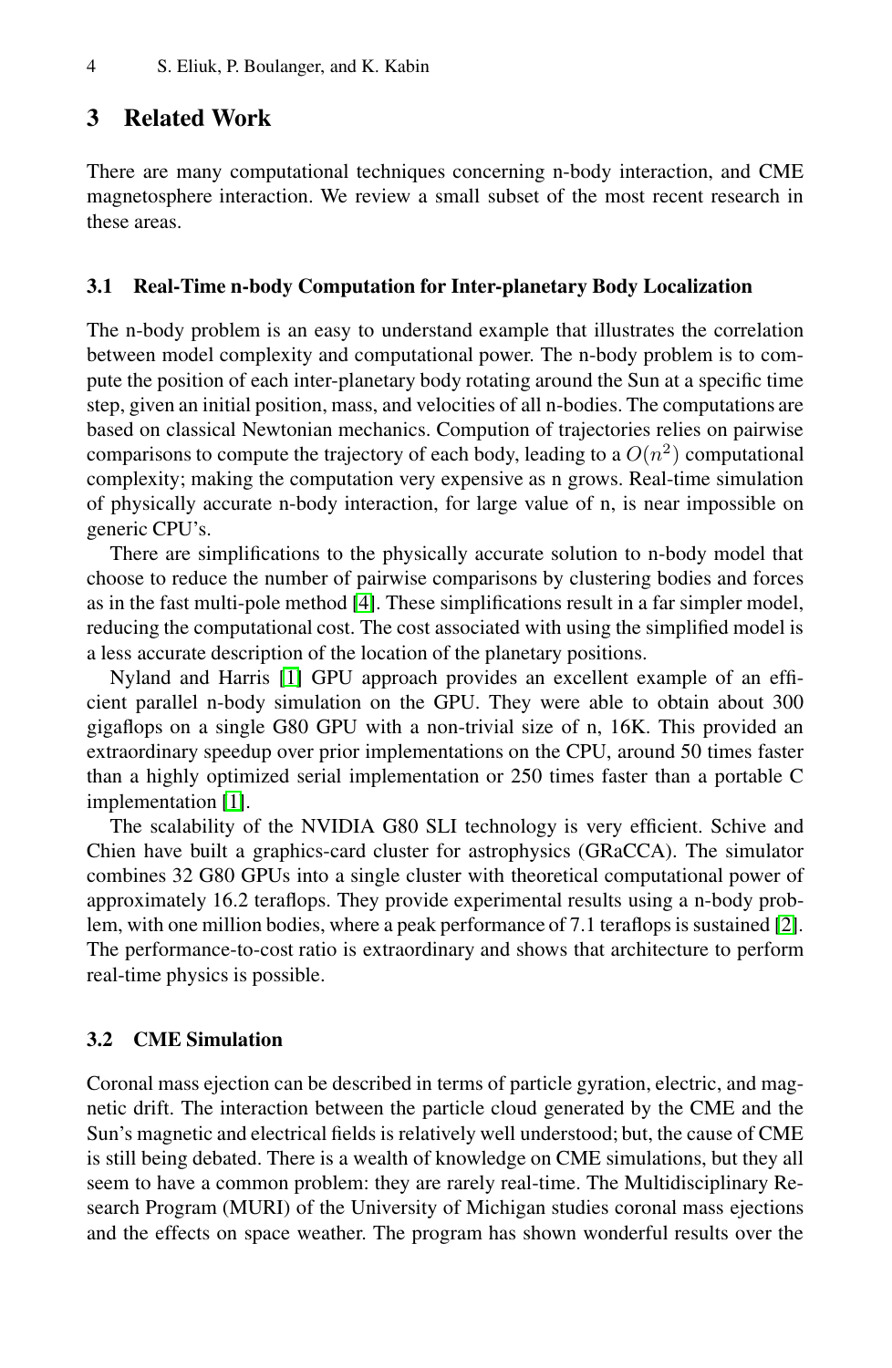## 3 Related Work

There are many computational techniques concerning n-body interaction, and CME magnetosphere interaction. We review a small subset of the most recent research in these areas.

### 3.1 Real-Time n-body Computation for Inter-planetary Body Localization

The n-body problem is an easy to understand example that illustrates the correlation between model complexity and computational power. The n-body problem is to compute the position of each inter-planetary body rotating around the Sun at a specific time step, given an initial position, mass, and velocities of all n-bodies. The computations are based on classical Newtonian mechanics. Compution of trajectories relies on pairwise comparisons to compute the trajectory of each body, leading to a $O(n^2)$ computational complexity; making the computation very expensive as n grows. Real-time simulation of physically accurate n-body interaction, for large value of n, is near impossible on generic CPU's.

There are simplifications to the physically accurate solution to n-body model that choose to reduce the number of pairwise comparisons by clustering bodies and forces as in the fast multi-pole method [4]. These simplifications result in a far simpler model, reducing the computational cost. The cost associated with using the simplified model is a less accurate description of the location of the planetary positions.

Nyland and Harris [1] GPU approach provides an excellent example of an efficient parallel n-body simulation on the GPU. They were able to obtain about 300 gigaflops on a single G80 GPU with a non-trivial size of n, 16K. This provided an extraordinary speedup over prior implementations on the CPU, around 50 times faster than a highly optimized serial implementation or 250 times faster than a portable C implementation [1].

The scalability of the NVIDIA G80 SLI technology is very efficient. Schive and Chien have built a graphics-card cluster for astrophysics (GRaCCA). The simulator combines 32 G80 GPUs into a single cluster with theoretical computational power of approximately 16.2 teraflops. They provide experimental results using a n-body problem, with one million bodies, where a peak performance of 7.1 teraflops is sustained [2]. The performance-to-cost ratio is extraordinary and shows that architecture to perform real-time physics is possible.

### 3.2 CME Simulation

Coronal mass ejection can be described in terms of particle gyration, electric, and magnetic drift. The interaction between the particle cloud generated by the CME and the Sun's magnetic and electrical fields is relatively well understood; but, the cause of CME is still being debated. There is a wealth of knowledge on CME simulations, but they all seem to have a common problem: they are rarely real-time. The Multidisciplinary Research Program (MURI) of the University of Michigan studies coronal mass ejections and the effects on space weather. The program has shown wonderful results over the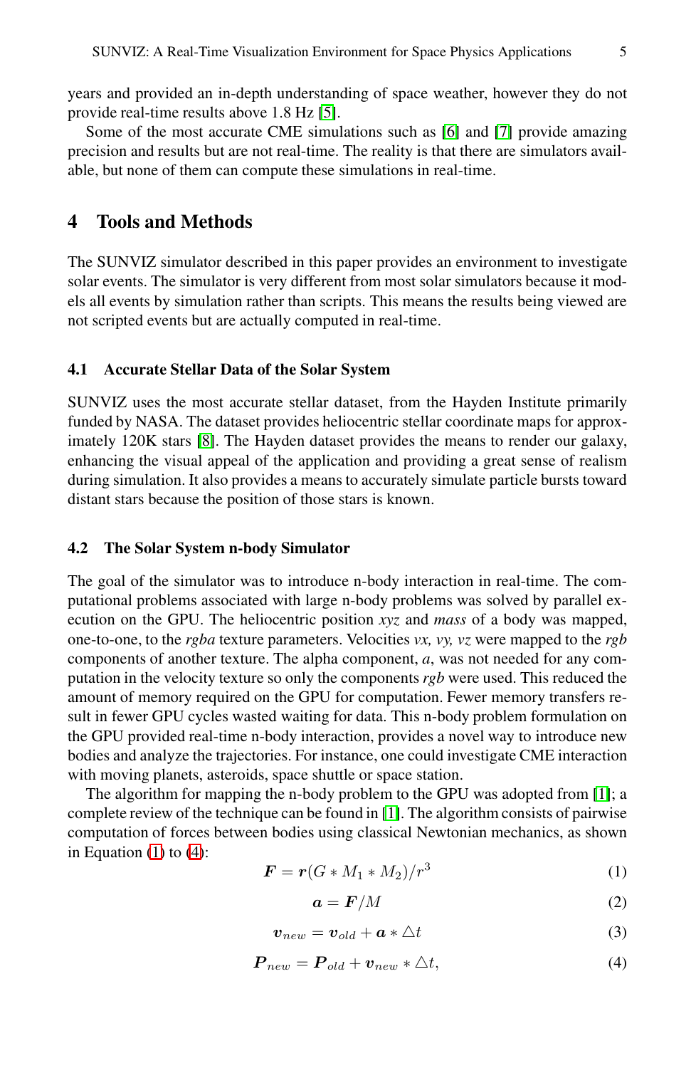years and provided an in-depth understanding of space weather, however they do not provide real-time results above 1.8 Hz [5].

Some of the most accurate CME simulations such as [6] and [7] provide amazing precision and results but are not real-time. The reality is that there are simulators available, but none of them can compute these simulations in real-time.

## 4 Tools and Methods

The SUNVIZ simulator described in this paper provides an environment to investigate solar events. The simulator is very different from most solar simulators because it models all events by simulation rather than scripts. This means the results being viewed are not scripted events but are actually computed in real-time.

### 4.1 Accurate Stellar Data of the Solar System

SUNVIZ uses the most accurate stellar dataset, from the Hayden Institute primarily funded by NASA. The dataset provides heliocentric stellar coordinate maps for approximately 120K stars [8]. The Hayden dataset provides the means to render our galaxy, enhancing the visual appeal of the application and providing a great sense of realism during simulation. It also provides a means to accurately simulate particle bursts toward distant stars because the position of those stars is known.

### 4.2 The Solar System n-body Simulator

The goal of the simulator was to introduce n-body interaction in real-time. The computational problems associated with large n-body problems was solved by parallel execution on the GPU. The heliocentric position *xyz* and *mass* of a body was mapped, one-to-one, to the *rgba* texture parameters. Velocities *vx, vy, vz* were mapped to the *rgb* components of another texture. The alpha component, *a*, was not needed for any computation in the velocity texture so only the components *rgb* were used. This reduced the amount of memory required on the GPU for computation. Fewer memory transfers result in fewer GPU cycles wasted waiting for data. This n-body problem formulation on the GPU provided real-time n-body interaction, provides a novel way to introduce new bodies and analyze the trajectories. For instance, one could investigate CME interaction with moving planets, asteroids, space shuttle or space station.

The algorithm for mapping the n-body problem to the GPU was adopted from [1]; a complete review of the technique can be found in [1]. The algorithm consists of pairwise computation of forces between bodies using classical Newtonian mechanics, as shown in Equation (1) to (4):

$$\boldsymbol{F} = \boldsymbol{r}(G * M_1 * M_2)/r^3 \tag{1}$$

$$\boldsymbol{a} = \boldsymbol{F}/M \tag{2}$$

$$\boldsymbol{v}_{new} = \boldsymbol{v}_{old} + \boldsymbol{a} * \triangle t \tag{3}$$

$$\boldsymbol{P}_{new} = \boldsymbol{P}_{old} + \boldsymbol{v}_{new} * \triangle t, \tag{4}$$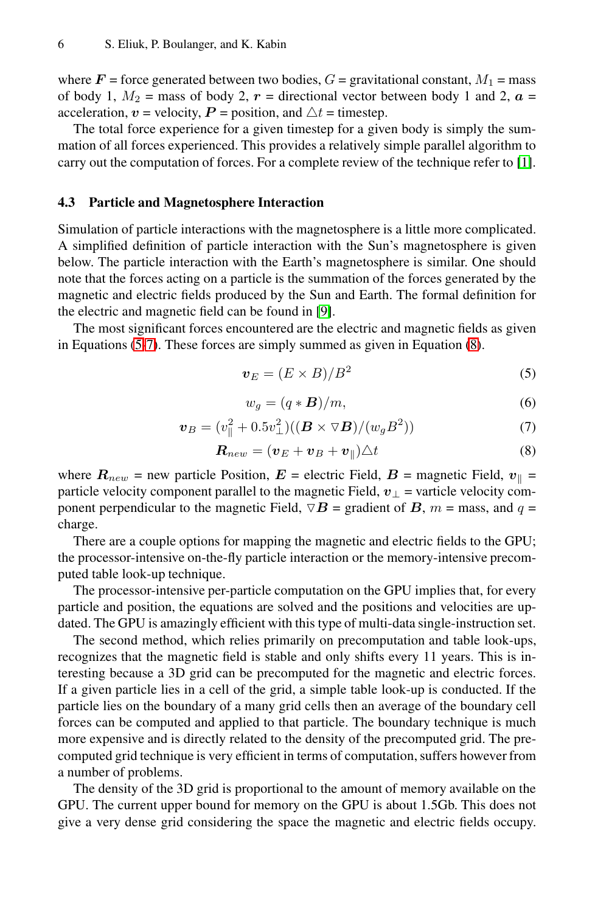where $\boldsymbol{F}$ = force generated between two bodies, $G$ = gravitational constant, $M_1$ = mass of body 1, $M_2$ = mass of body 2, $\boldsymbol{r}$ = directional vector between body 1 and 2, $\boldsymbol{a}$ = acceleration, $\boldsymbol{v}$ = velocity, $\boldsymbol{P}$ = position, and $\triangle t$ = timestep.

The total force experience for a given timestep for a given body is simply the summation of all forces experienced. This provides a relatively simple parallel algorithm to carry out the computation of forces. For a complete review of the technique refer to [1].

### 4.3 Particle and Magnetosphere Interaction

Simulation of particle interactions with the magnetosphere is a little more complicated. A simplified definition of particle interaction with the Sun's magnetosphere is given below. The particle interaction with the Earth's magnetosphere is similar. One should note that the forces acting on a particle is the summation of the forces generated by the magnetic and electric fields produced by the Sun and Earth. The formal definition for the electric and magnetic field can be found in [9].

The most significant forces encountered are the electric and magnetic fields as given in Equations (5-7). These forces are simply summed as given in Equation (8).

$$\boldsymbol{v}_E = (E \times B)/B^2 \tag{5}$$

$$w_g = (q * \boldsymbol{B})/m, \tag{6}$$

$$\boldsymbol{v}_B = (v_{\|}^2 + 0.5 v_{\perp}^2)((\boldsymbol{B} \times \triangledown \boldsymbol{B})/(w_g B^2)) \tag{7}$$

$$\boldsymbol{R}_{new} = (\boldsymbol{v}_E + \boldsymbol{v}_B + \boldsymbol{v}_{\|})\triangle t \tag{8}$$

where $\boldsymbol{R}_{new}$ = new particle Position, $\boldsymbol{E}$ = electric Field, $\boldsymbol{B}$ = magnetic Field, $\boldsymbol{v}_{\|}$ = particle velocity component parallel to the magnetic Field, $\boldsymbol{v}_{\perp}$ = varticle velocity component perpendicular to the magnetic Field, $\triangledown \boldsymbol{B}$ = gradient of $\boldsymbol{B}$, $m$ = mass, and $q$ = charge.

There are a couple options for mapping the magnetic and electric fields to the GPU; the processor-intensive on-the-fly particle interaction or the memory-intensive precomputed table look-up technique.

The processor-intensive per-particle computation on the GPU implies that, for every particle and position, the equations are solved and the positions and velocities are updated. The GPU is amazingly efficient with this type of multi-data single-instruction set.

The second method, which relies primarily on precomputation and table look-ups, recognizes that the magnetic field is stable and only shifts every 11 years. This is interesting because a 3D grid can be precomputed for the magnetic and electric forces. If a given particle lies in a cell of the grid, a simple table look-up is conducted. If the particle lies on the boundary of a many grid cells then an average of the boundary cell forces can be computed and applied to that particle. The boundary technique is much more expensive and is directly related to the density of the precomputed grid. The precomputed grid technique is very efficient in terms of computation, suffers however from a number of problems.

The density of the 3D grid is proportional to the amount of memory available on the GPU. The current upper bound for memory on the GPU is about 1.5Gb. This does not give a very dense grid considering the space the magnetic and electric fields occupy.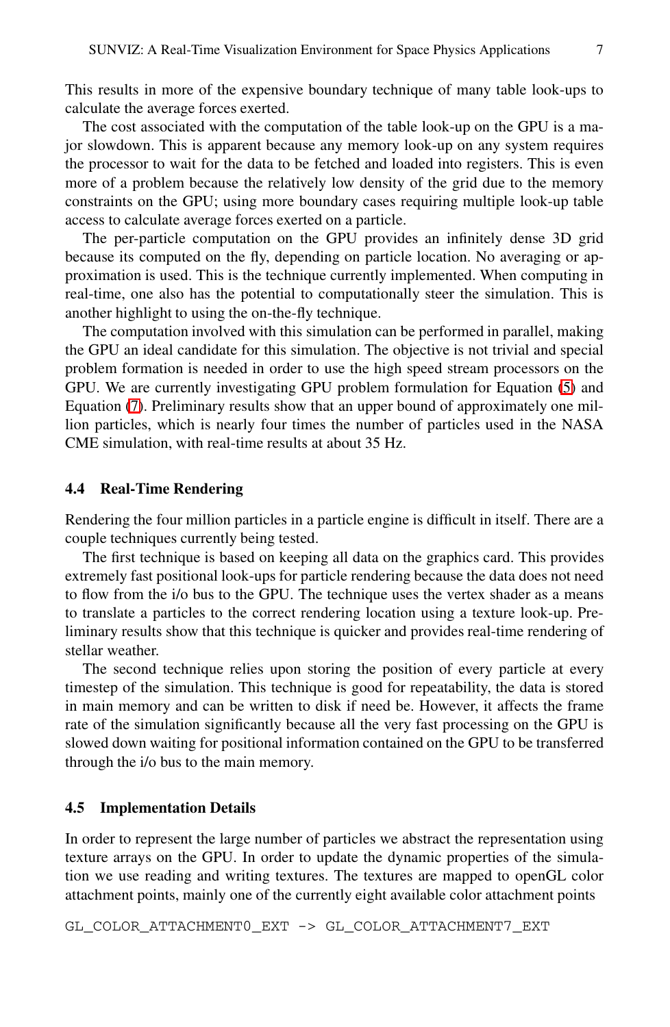This results in more of the expensive boundary technique of many table look-ups to calculate the average forces exerted.

The cost associated with the computation of the table look-up on the GPU is a major slowdown. This is apparent because any memory look-up on any system requires the processor to wait for the data to be fetched and loaded into registers. This is even more of a problem because the relatively low density of the grid due to the memory constraints on the GPU; using more boundary cases requiring multiple look-up table access to calculate average forces exerted on a particle.

The per-particle computation on the GPU provides an infinitely dense 3D grid because its computed on the fly, depending on particle location. No averaging or approximation is used. This is the technique currently implemented. When computing in real-time, one also has the potential to computationally steer the simulation. This is another highlight to using the on-the-fly technique.

The computation involved with this simulation can be performed in parallel, making the GPU an ideal candidate for this simulation. The objective is not trivial and special problem formation is needed in order to use the high speed stream processors on the GPU. We are currently investigating GPU problem formulation for Equation (5) and Equation (7). Preliminary results show that an upper bound of approximately one million particles, which is nearly four times the number of particles used in the NASA CME simulation, with real-time results at about 35 Hz.

### 4.4 Real-Time Rendering

Rendering the four million particles in a particle engine is difficult in itself. There are a couple techniques currently being tested.

The first technique is based on keeping all data on the graphics card. This provides extremely fast positional look-ups for particle rendering because the data does not need to flow from the i/o bus to the GPU. The technique uses the vertex shader as a means to translate a particles to the correct rendering location using a texture look-up. Preliminary results show that this technique is quicker and provides real-time rendering of stellar weather.

The second technique relies upon storing the position of every particle at every timestep of the simulation. This technique is good for repeatability, the data is stored in main memory and can be written to disk if need be. However, it affects the frame rate of the simulation significantly because all the very fast processing on the GPU is slowed down waiting for positional information contained on the GPU to be transferred through the i/o bus to the main memory.

### 4.5 Implementation Details

In order to represent the large number of particles we abstract the representation using texture arrays on the GPU. In order to update the dynamic properties of the simulation we use reading and writing textures. The textures are mapped to openGL color attachment points, mainly one of the currently eight available color attachment points

```
GL_COLOR_ATTACHMENT0_EXT -> GL_COLOR_ATTACHMENT7_EXT
```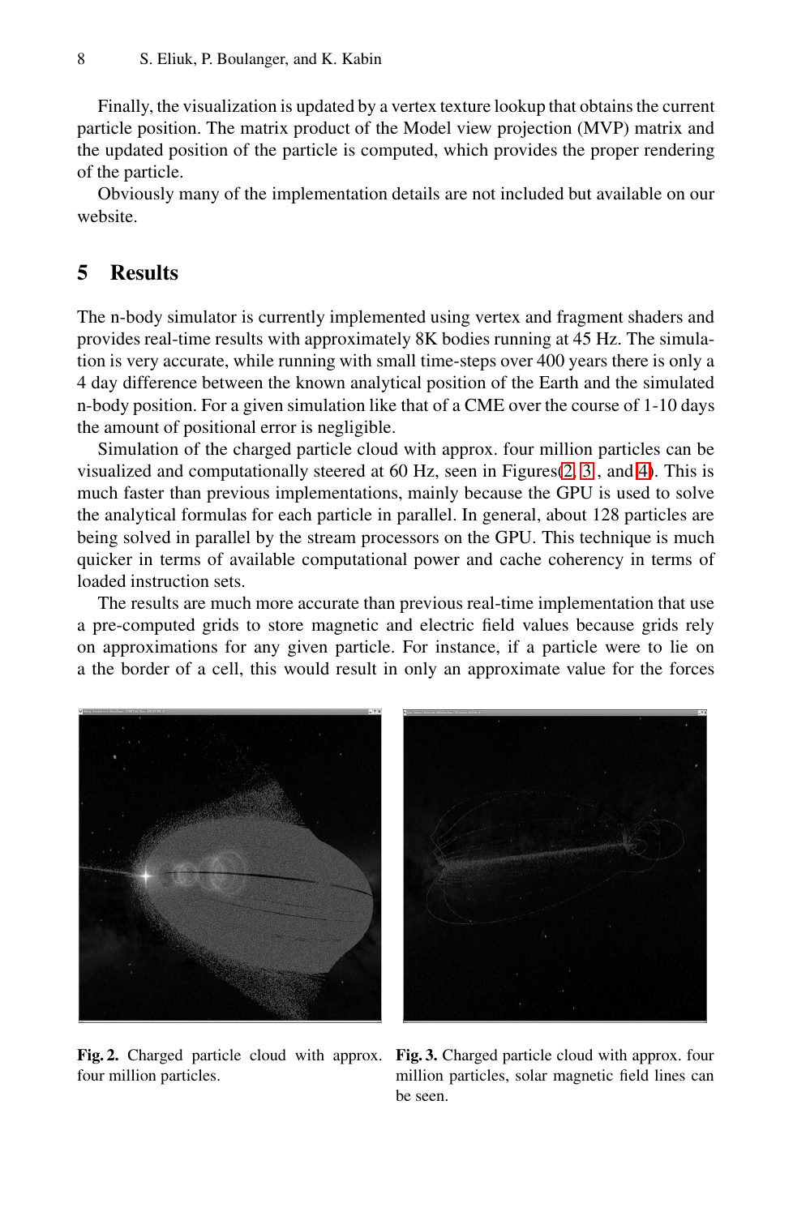Finally, the visualization is updated by a vertex texture lookup that obtains the current particle position. The matrix product of the Model view projection (MVP) matrix and the updated position of the particle is computed, which provides the proper rendering of the particle.

Obviously many of the implementation details are not included but available on our website.

## 5 Results

The n-body simulator is currently implemented using vertex and fragment shaders and provides real-time results with approximately 8K bodies running at 45 Hz. The simulation is very accurate, while running with small time-steps over 400 years there is only a 4 day difference between the known analytical position of the Earth and the simulated n-body position. For a given simulation like that of a CME over the course of 1-10 days the amount of positional error is negligible.

Simulation of the charged particle cloud with approx. four million particles can be visualized and computationally steered at 60 Hz, seen in Figures(2, 3 , and 4). This is much faster than previous implementations, mainly because the GPU is used to solve the analytical formulas for each particle in parallel. In general, about 128 particles are being solved in parallel by the stream processors on the GPU. This technique is much quicker in terms of available computational power and cache coherency in terms of loaded instruction sets.

The results are much more accurate than previous real-time implementation that use a pre-computed grids to store magnetic and electric field values because grids rely on approximations for any given particle. For instance, if a particle were to lie on a the border of a cell, this would result in only an approximate value for the forces

**Fig. 2.** Charged particle cloud with approx. four million particles.

**Fig. 3.** Charged particle cloud with approx. four million particles, solar magnetic field lines can be seen.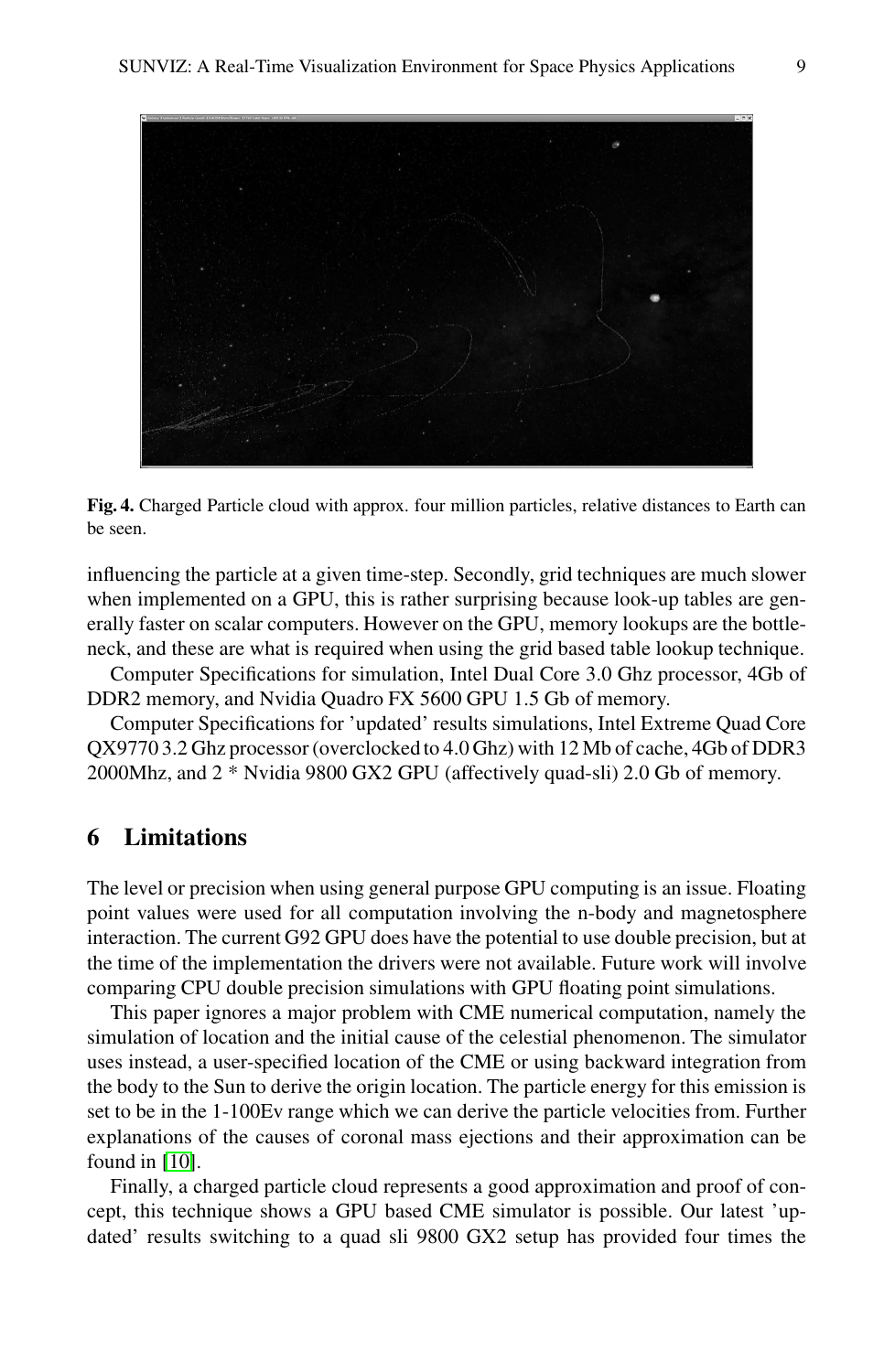**Fig. 4.** Charged Particle cloud with approx. four million particles, relative distances to Earth can be seen.

influencing the particle at a given time-step. Secondly, grid techniques are much slower when implemented on a GPU, this is rather surprising because look-up tables are generally faster on scalar computers. However on the GPU, memory lookups are the bottleneck, and these are what is required when using the grid based table lookup technique.

Computer Specifications for simulation, Intel Dual Core 3.0 Ghz processor, 4Gb of DDR2 memory, and Nvidia Quadro FX 5600 GPU 1.5 Gb of memory.

Computer Specifications for 'updated' results simulations, Intel Extreme Quad Core QX9770 3.2 Ghz processor (overclocked to 4.0 Ghz) with 12 Mb of cache, 4Gb of DDR3 2000Mhz, and 2 * Nvidia 9800 GX2 GPU (affectively quad-sli) 2.0 Gb of memory.

## 6 Limitations

The level or precision when using general purpose GPU computing is an issue. Floating point values were used for all computation involving the n-body and magnetosphere interaction. The current G92 GPU does have the potential to use double precision, but at the time of the implementation the drivers were not available. Future work will involve comparing CPU double precision simulations with GPU floating point simulations.

This paper ignores a major problem with CME numerical computation, namely the simulation of location and the initial cause of the celestial phenomenon. The simulator uses instead, a user-specified location of the CME or using backward integration from the body to the Sun to derive the origin location. The particle energy for this emission is set to be in the 1-100Ev range which we can derive the particle velocities from. Further explanations of the causes of coronal mass ejections and their approximation can be found in [10].

Finally, a charged particle cloud represents a good approximation and proof of concept, this technique shows a GPU based CME simulator is possible. Our latest 'updated' results switching to a quad sli 9800 GX2 setup has provided four times the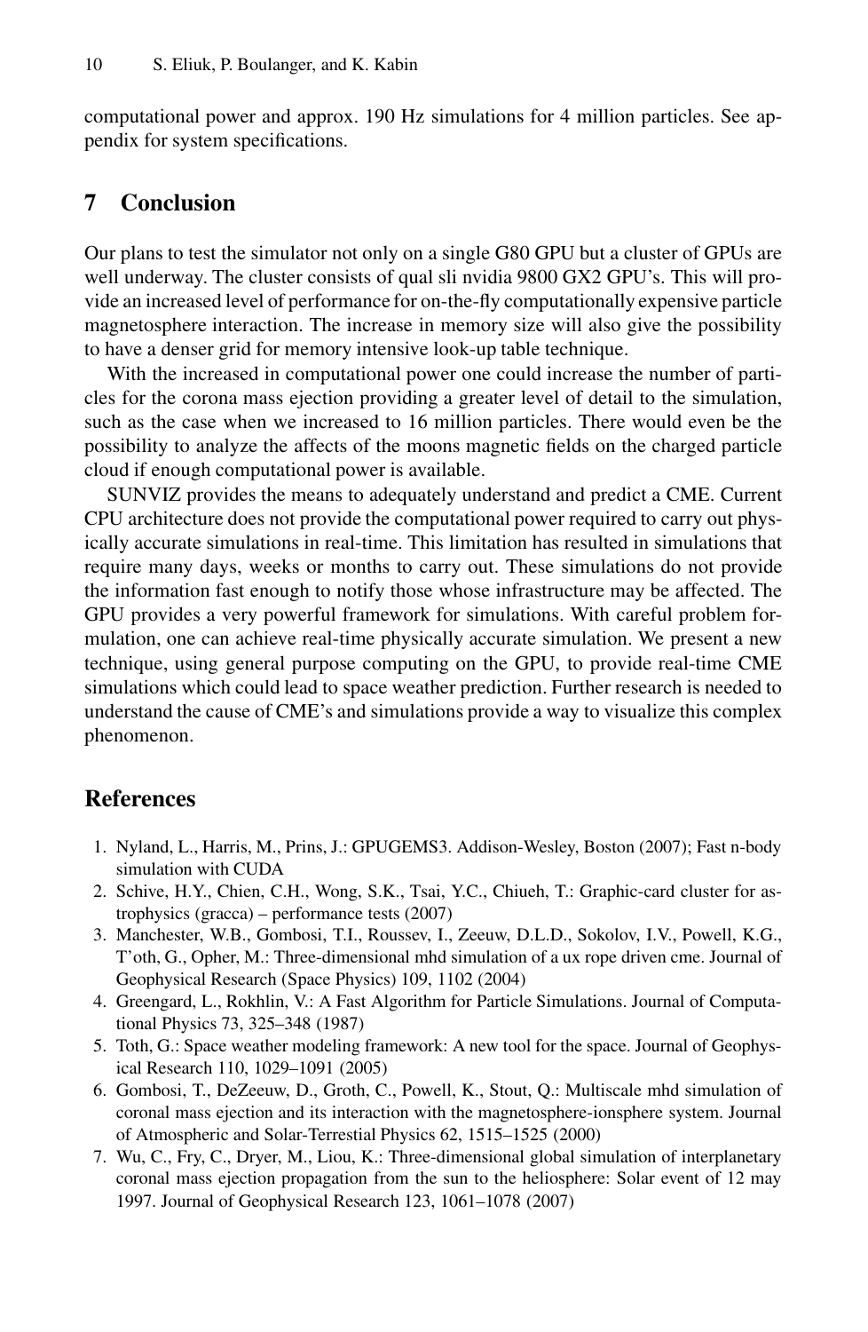computational power and approx. 190 Hz simulations for 4 million particles. See appendix for system specifications.

## 7 Conclusion

Our plans to test the simulator not only on a single G80 GPU but a cluster of GPUs are well underway. The cluster consists of qual sli nvidia 9800 GX2 GPU's. This will provide an increased level of performance for on-the-fly computationally expensive particle magnetosphere interaction. The increase in memory size will also give the possibility to have a denser grid for memory intensive look-up table technique.

With the increased in computational power one could increase the number of particles for the corona mass ejection providing a greater level of detail to the simulation, such as the case when we increased to 16 million particles. There would even be the possibility to analyze the affects of the moons magnetic fields on the charged particle cloud if enough computational power is available.

SUNVIZ provides the means to adequately understand and predict a CME. Current CPU architecture does not provide the computational power required to carry out physically accurate simulations in real-time. This limitation has resulted in simulations that require many days, weeks or months to carry out. These simulations do not provide the information fast enough to notify those whose infrastructure may be affected. The GPU provides a very powerful framework for simulations. With careful problem formulation, one can achieve real-time physically accurate simulation. We present a new technique, using general purpose computing on the GPU, to provide real-time CME simulations which could lead to space weather prediction. Further research is needed to understand the cause of CME's and simulations provide a way to visualize this complex phenomenon.

## References

1. Nyland, L., Harris, M., Prins, J.: GPUGEMS3. Addison-Wesley, Boston (2007); Fast n-body simulation with CUDA
2. Schive, H.Y., Chien, C.H., Wong, S.K., Tsai, Y.C., Chiueh, T.: Graphic-card cluster for astrophysics (gracca) – performance tests (2007)
3. Manchester, W.B., Gombosi, T.I., Roussev, I., Zeeuw, D.L.D., Sokolov, I.V., Powell, K.G., T'oth, G., Opher, M.: Three-dimensional mhd simulation of a ux rope driven cme. Journal of Geophysical Research (Space Physics) 109, 1102 (2004)
4. Greengard, L., Rokhlin, V.: A Fast Algorithm for Particle Simulations. Journal of Computational Physics 73, 325–348 (1987)
5. Toth, G.: Space weather modeling framework: A new tool for the space. Journal of Geophysical Research 110, 1029–1091 (2005)
6. Gombosi, T., DeZeeuw, D., Groth, C., Powell, K., Stout, Q.: Multiscale mhd simulation of coronal mass ejection and its interaction with the magnetosphere-ionsphere system. Journal of Atmospheric and Solar-Terrestial Physics 62, 1515–1525 (2000)
7. Wu, C., Fry, C., Dryer, M., Liou, K.: Three-dimensional global simulation of interplanetary coronal mass ejection propagation from the sun to the heliosphere: Solar event of 12 may 1997. Journal of Geophysical Research 123, 1061–1078 (2007)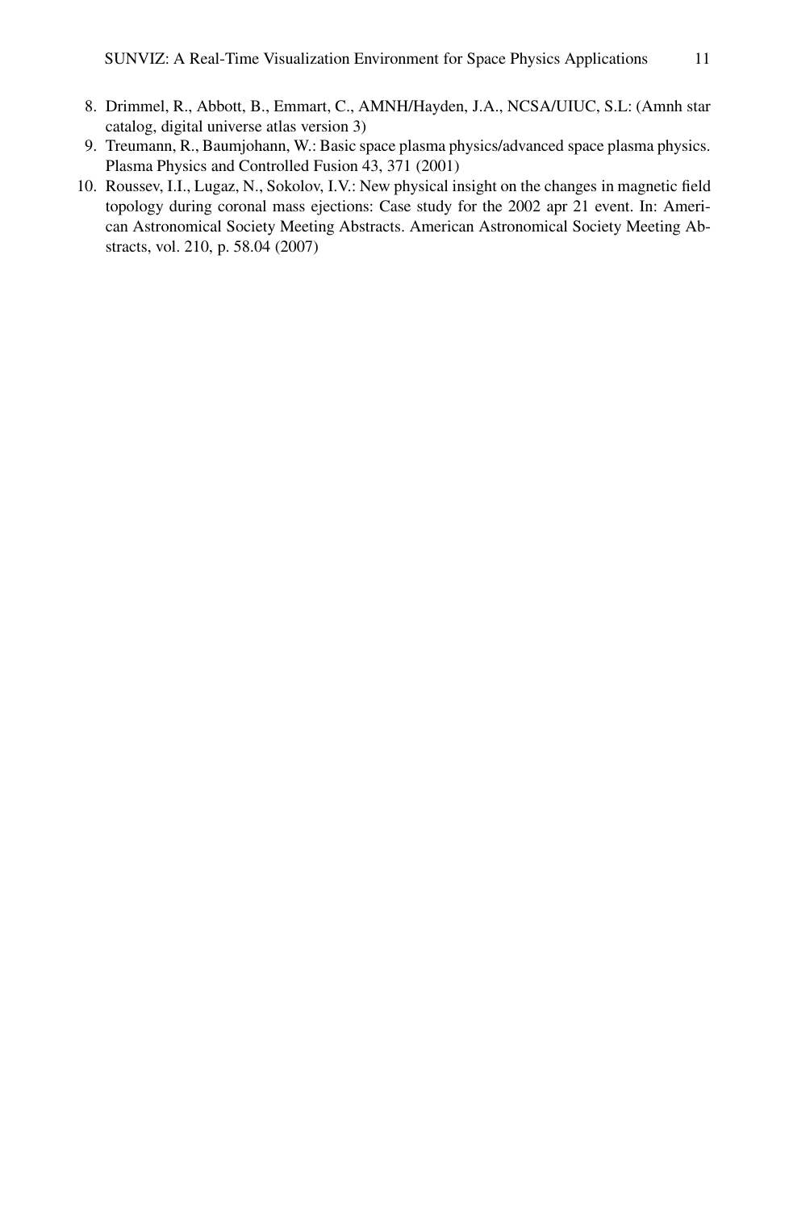8. Drimmel, R., Abbott, B., Emmart, C., AMNH/Hayden, J.A., NCSA/UIUC, S.L: (Amnh star catalog, digital universe atlas version 3)
9. Treumann, R., Baumjohann, W.: Basic space plasma physics/advanced space plasma physics. Plasma Physics and Controlled Fusion 43, 371 (2001)
10. Roussev, I.I., Lugaz, N., Sokolov, I.V.: New physical insight on the changes in magnetic field topology during coronal mass ejections: Case study for the 2002 apr 21 event. In: American Astronomical Society Meeting Abstracts. American Astronomical Society Meeting Abstracts, vol. 210, p. 58.04 (2007)